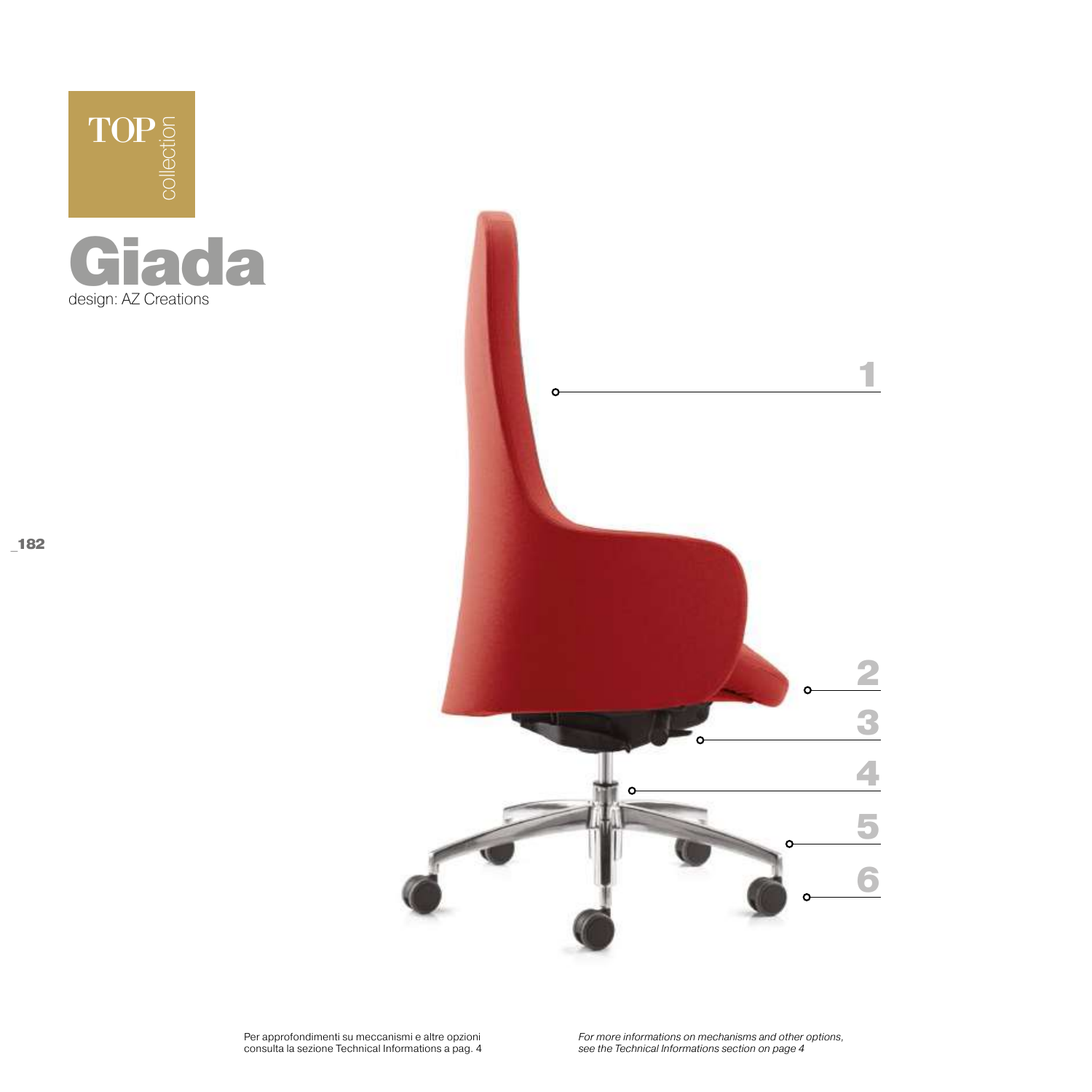TOP collection

# Giada

design: AZ Creations

1

2

3

4

5

6

Per approfondimenti su meccanismi e altre opzioni consulta la sezione Technical Informations a pag. 4

*For more informations on mechanisms and other options, see the Technical Informations section on page 4*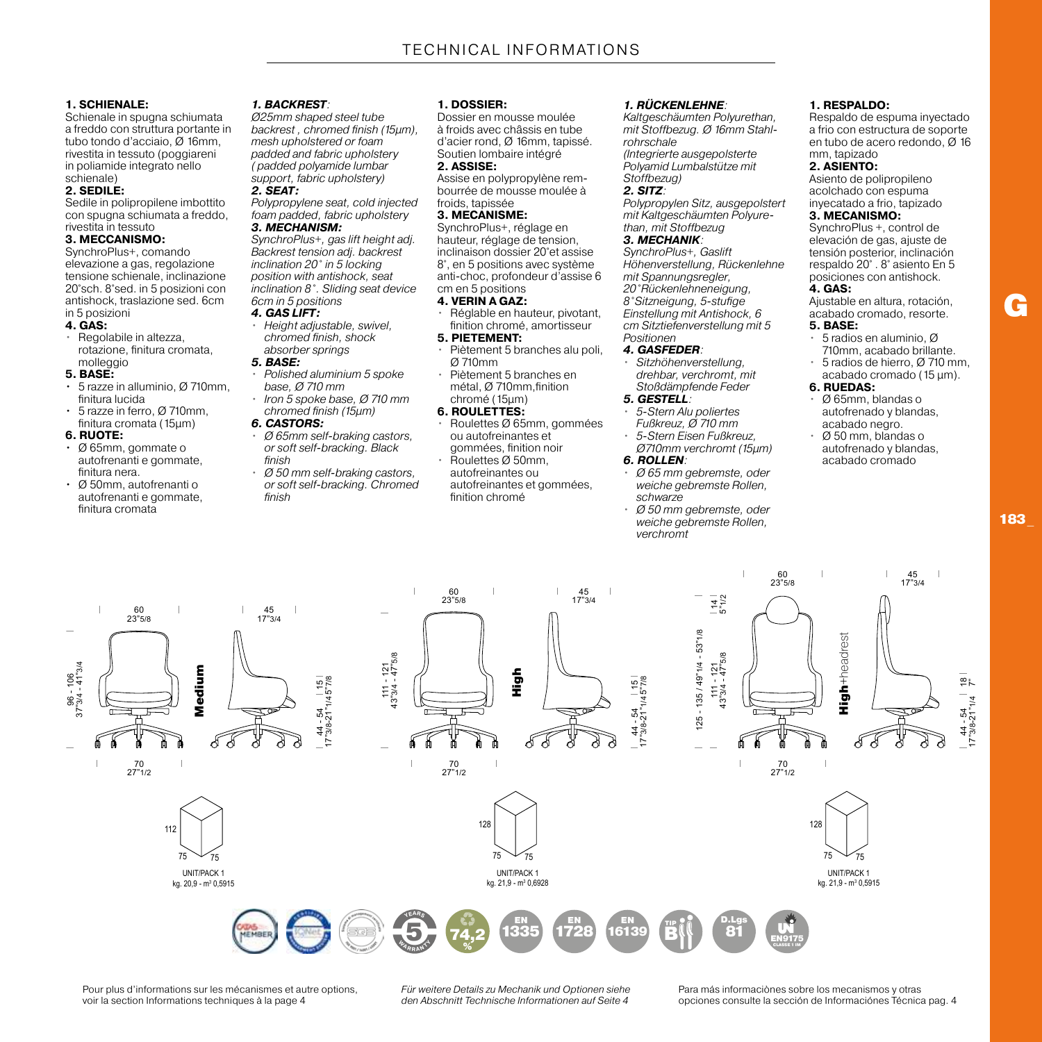# TECHNICAL INFORMATIONS

**1. SCHIENALE:**
Schienale in spugna schiumata a freddo con struttura portante in tubo tondo d'acciaio, Ø 16mm, rivestita in tessuto (poggiareni in poliamide integrato nello schienale)

**2. SEDILE:**
Sedile in polipropilene imbottito con spugna schiumata a freddo, rivestita in tessuto

**3. MECCANISMO:**
SynchroPlus+, comando elevazione a gas, regolazione tensione schienale, inclinazione 20°sch. 8°sed. in 5 posizioni con antishock, traslazione sed. 6cm in 5 posizioni

**4. GAS:**
- Regolabile in altezza, rotazione, finitura cromata, molleggio

**5. BASE:**
- 5 razze in alluminio, Ø 710mm, finitura lucida
- 5 razze in ferro, Ø 710mm, finitura cromata (15µm)

**6. RUOTE:**
- Ø 65mm, gommate o autofrenanti e gommate, finitura nera.
- Ø 50mm, autofrenanti o autofrenanti e gommate, finitura cromata

***1. BACKREST:***
*Ø25mm shaped steel tube backrest , chromed finish (15µm), mesh upholstered or foam padded and fabric upholstery ( padded polyamide lumbar support, fabric upholstery)*

***2. SEAT:***
*Polypropylene seat, cold injected foam padded, fabric upholstery*

***3. MECHANISM:***
*SynchroPlus+, gas lift height adj. Backrest tension adj. backrest inclination 20° in 5 locking position with antishock, seat inclination 8°. Sliding seat device 6cm in 5 positions*

***4. GAS LIFT:***
- *Height adjustable, swivel, chromed finish, shock absorber springs*

***5. BASE:***
- *Polished aluminium 5 spoke base, Ø 710 mm*
- *Iron 5 spoke base, Ø 710 mm chromed finish (15µm)*

***6. CASTORS:***
- *Ø 65mm self-braking castors, or soft self-bracking. Black finish*
- *Ø 50 mm self-braking castors, or soft self-bracking. Chromed finish*

**1. DOSSIER:**
Dossier en mousse moulée à froids avec châssis en tube d'acier rond, Ø 16mm, tapissé. Soutien lombaire intégré

**2. ASSISE:**
Assise en polypropylène rembourrée de mousse moulée à froids, tapissée

**3. MECANISME:**
SynchroPlus+, réglage en hauteur, réglage de tension, inclinaison dossier 20°et assise 8°, en 5 positions avec système anti-choc, profondeur d'assise 6 cm en 5 positions

**4. VERIN A GAZ:**
- Réglable en hauteur, pivotant, finition chromé, amortisseur

**5. PIETEMENT:**
- Piètement 5 branches alu poli, Ø 710mm
- Piètement 5 branches en métal, Ø 710mm,finition chromé (15µm)

**6. ROULETTES:**
- Roulettes Ø 65mm, gommées ou autofreinantes et gommées, finition noir
- Roulettes Ø 50mm, autofreinantes ou autofreinantes et gommées, finition chromé

***1. RÜCKENLEHNE:***
*Kaltgeschäumten Polyurethan, mit Stoffbezug. Ø 16mm Stahlrohrschale (Integrierte ausgepolsterte Polyamid Lumbalstütze mit Stoffbezug)*

***2. SITZ:***
*Polypropylen Sitz, ausgepolstert mit Kaltgeschäumten Polyurethan, mit Stoffbezug*

***3. MECHANIK:***
*SynchroPlus+, Gaslift Höhenverstellung, Rückenlehne mit Spannungsregler, 20°Rückenlehneneigung, 8°Sitzneigung, 5-stufige Einstellung mit Antishock, 6 cm Sitztiefenverstellung mit 5 Positionen*

***4. GASFEDER:***
- *Sitzhöhenverstellung, drehbar, verchromt, mit Stoßdämpfende Feder*

***5. GESTELL:***
- *5-Stern Alu poliertes Fußkreuz, Ø 710 mm*
- *5-Stern Eisen Fußkreuz, Ø710mm verchromt (15µm)*

***6. ROLLEN:***
- *Ø 65 mm gebremste, oder weiche gebremste Rollen, schwarze*
- *Ø 50 mm gebremste, oder weiche gebremste Rollen, verchromt*

**1. RESPALDO:**
Respaldo de espuma inyectado a frio con estructura de soporte en tubo de acero redondo, Ø 16 mm, tapizado

**2. ASIENTO:**
Asiento de polipropileno acolchado con espuma inyecatado a frio, tapizado

**3. MECANISMO:**
SynchroPlus +, control de elevación de gas, ajuste de tensión posterior, inclinación respaldo 20° . 8° asiento En 5 posiciones con antishock.

**4. GAS:**
Ajustable en altura, rotación, acabado cromado, resorte.

**5. BASE:**
- 5 radios en aluminio, Ø 710mm, acabado brillante.
- 5 radios de hierro, Ø 710 mm, acabado cromado (15 µm).

**6. RUEDAS:**
- Ø 65mm, blandas o autofrenado y blandas, acabado negro.
- Ø 50 mm, blandas o autofrenado y blandas, acabado cromado

G

**Medium**
60 / 23"5/8
45 / 17"3/4
96 - 106 / 37"3/4 - 41"3/4
15
44 - 54 / 17"3/8-21"1/4 5"7/8
70 / 27"1/2
112
75 75
UNIT/PACK 1
kg. 20,9 - m³ 0,5915

**High**
60 / 23"5/8
45 / 17"3/4
111 - 121 / 43"3/4 - 47"5/8
15
44 - 54 / 17"3/8-21"1/4 5"7/8
70 / 27"1/2
128
75 75
UNIT/PACK 1
kg. 21,9 - m³ 0,6928

**High**+headrest
60 / 23"5/8
45 / 17"3/4
14 / 5"1/2
125 - 135 / 49"1/4 - 53"1/8
111 - 121 / 43"3/4 - 47"5/8
18 / 7"
44 - 54 / 17"3/8-21"1/4
70 / 27"1/2
128
75 75
UNIT/PACK 1
kg. 21,9 - m³ 0,5915

5 YEARS WARRANTY · 74,2 % · EN 1335 · EN 1728 · EN 16139 · TIP B · D.Lgs 81 · UNI EN9175

Pour plus d'informations sur les mécanismes et autre options, voir la section Informations techniques à la page 4

*Für weitere Details zu Mechanik und Optionen siehe den Abschnitt Technische Informationen auf Seite 4*

Para más informaciònes sobre los mecanismos y otras opciones consulte la sección de Informaciónes Técnica pag. 4